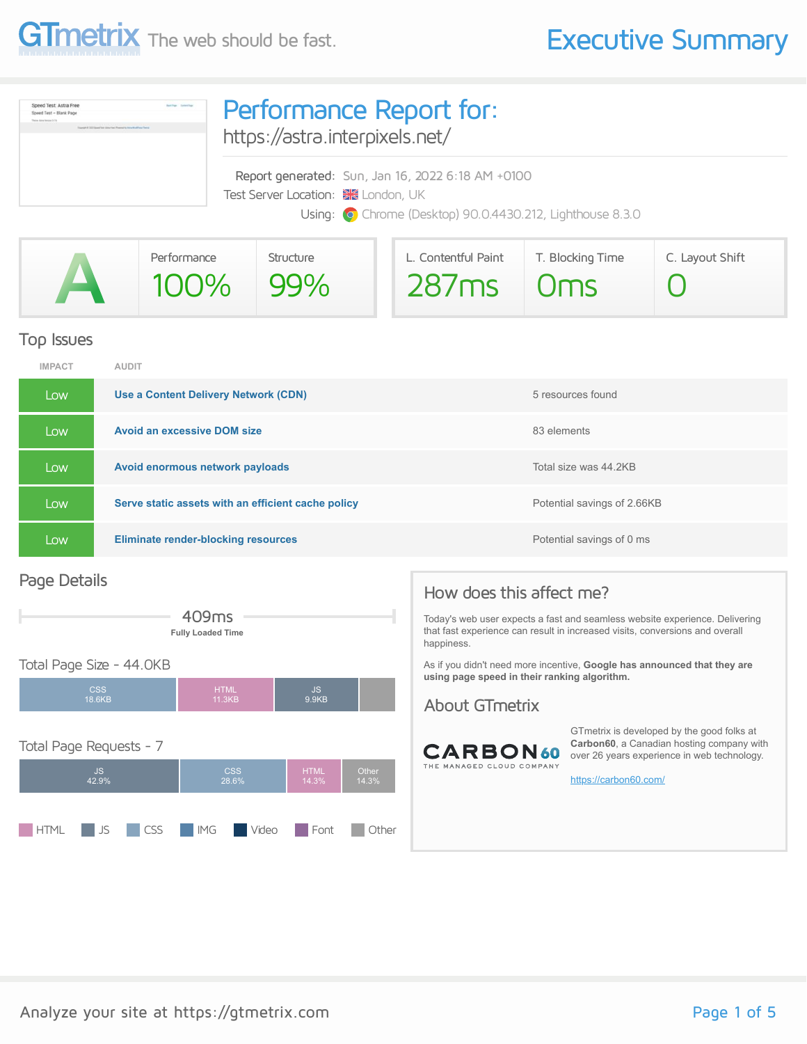# GTmetrix — The web should be fast.

# Executive Summary

## Performance Report for:

https://astra.interpixels.net/

Report generated: Sun, Jan 16, 2022 6:18 AM +0100
Test Server Location: London, UK
Using: Chrome (Desktop) 90.0.4430.212, Lighthouse 8.3.0

| Grade | Performance | Structure | L. Contentful Paint | T. Blocking Time | C. Layout Shift |
|---|---|---|---|---|---|
| A | 100% | 99% | 287ms | 0ms | 0 |

## Top Issues

| IMPACT | AUDIT | |
|---|---|---|
| Low | **Use a Content Delivery Network (CDN)** | 5 resources found |
| Low | **Avoid an excessive DOM size** | 83 elements |
| Low | **Avoid enormous network payloads** | Total size was 44.2KB |
| Low | **Serve static assets with an efficient cache policy** | Potential savings of 2.66KB |
| Low | **Eliminate render-blocking resources** | Potential savings of 0 ms |

## Page Details

409ms
**Fully Loaded Time**

### Total Page Size - 44.0KB

- CSS 18.6KB
- HTML 11.3KB
- JS 9.9KB

### Total Page Requests - 7

- JS 42.9%
- CSS 28.6%
- HTML 14.3%
- Other 14.3%

HTML | JS | CSS | IMG | Video | Font | Other

## How does this affect me?

Today's web user expects a fast and seamless website experience. Delivering that fast experience can result in increased visits, conversions and overall happiness.

As if you didn't need more incentive, **Google has announced that they are using page speed in their ranking algorithm.**

## About GTmetrix

CARBON60 — THE MANAGED CLOUD COMPANY

GTmetrix is developed by the good folks at **Carbon60**, a Canadian hosting company with over 26 years experience in web technology.

https://carbon60.com/

Analyze your site at https://gtmetrix.com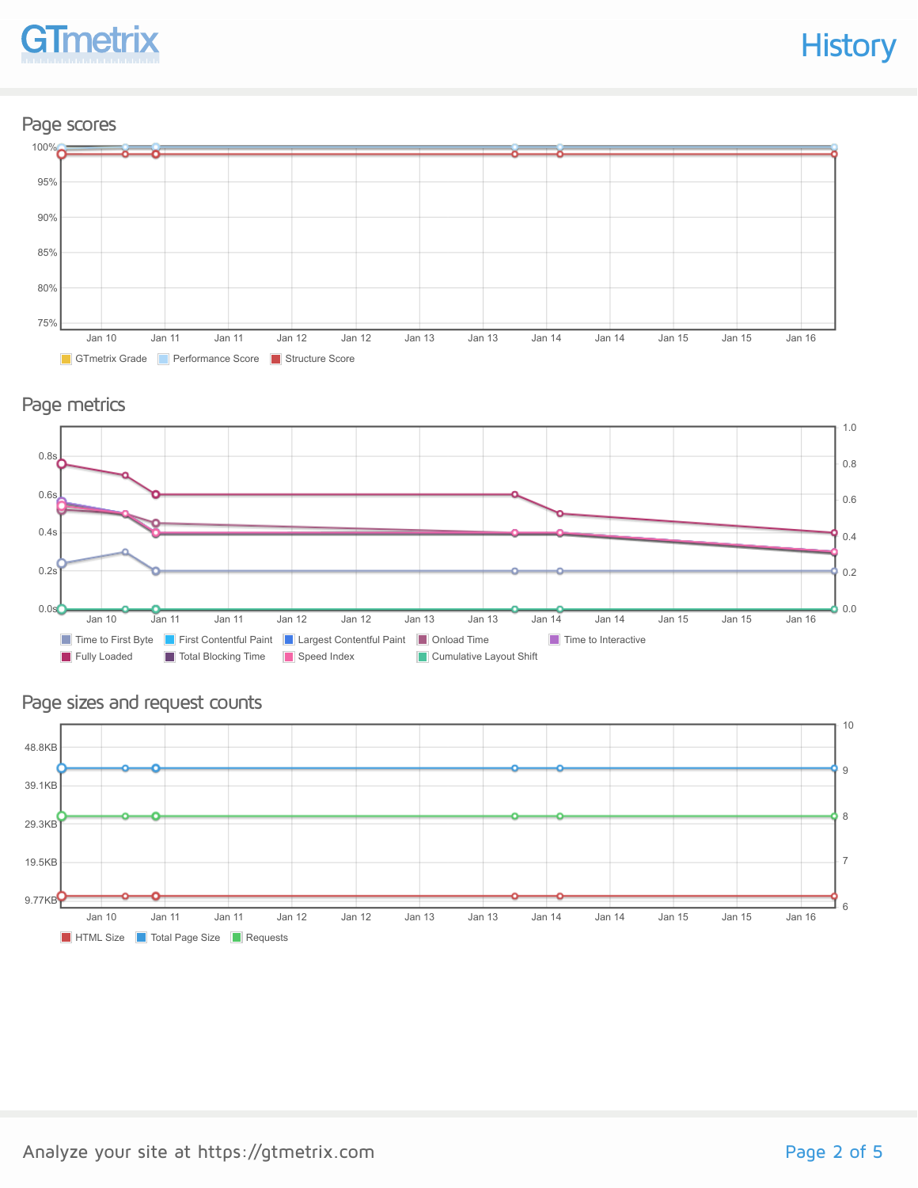## Page scores

100%
95%
90%
85%
80%
75%

Jan 10 Jan 11 Jan 11 Jan 12 Jan 12 Jan 13 Jan 13 Jan 14 Jan 14 Jan 15 Jan 15 Jan 16

GTmetrix Grade · Performance Score · Structure Score

## Page metrics

0.8s
0.6s
0.4s
0.2s
0.0s

1.0
0.8
0.6
0.4
0.2
0.0

Jan 10 Jan 11 Jan 11 Jan 12 Jan 12 Jan 13 Jan 13 Jan 14 Jan 14 Jan 15 Jan 15 Jan 16

Time to First Byte · First Contentful Paint · Largest Contentful Paint · Onload Time · Time to Interactive · Fully Loaded · Total Blocking Time · Speed Index · Cumulative Layout Shift

## Page sizes and request counts

48.8KB
39.1KB
29.3KB
19.5KB
9.77KB

10
9
8
7
6

Jan 10 Jan 11 Jan 11 Jan 12 Jan 12 Jan 13 Jan 13 Jan 14 Jan 14 Jan 15 Jan 15 Jan 16

HTML Size · Total Page Size · Requests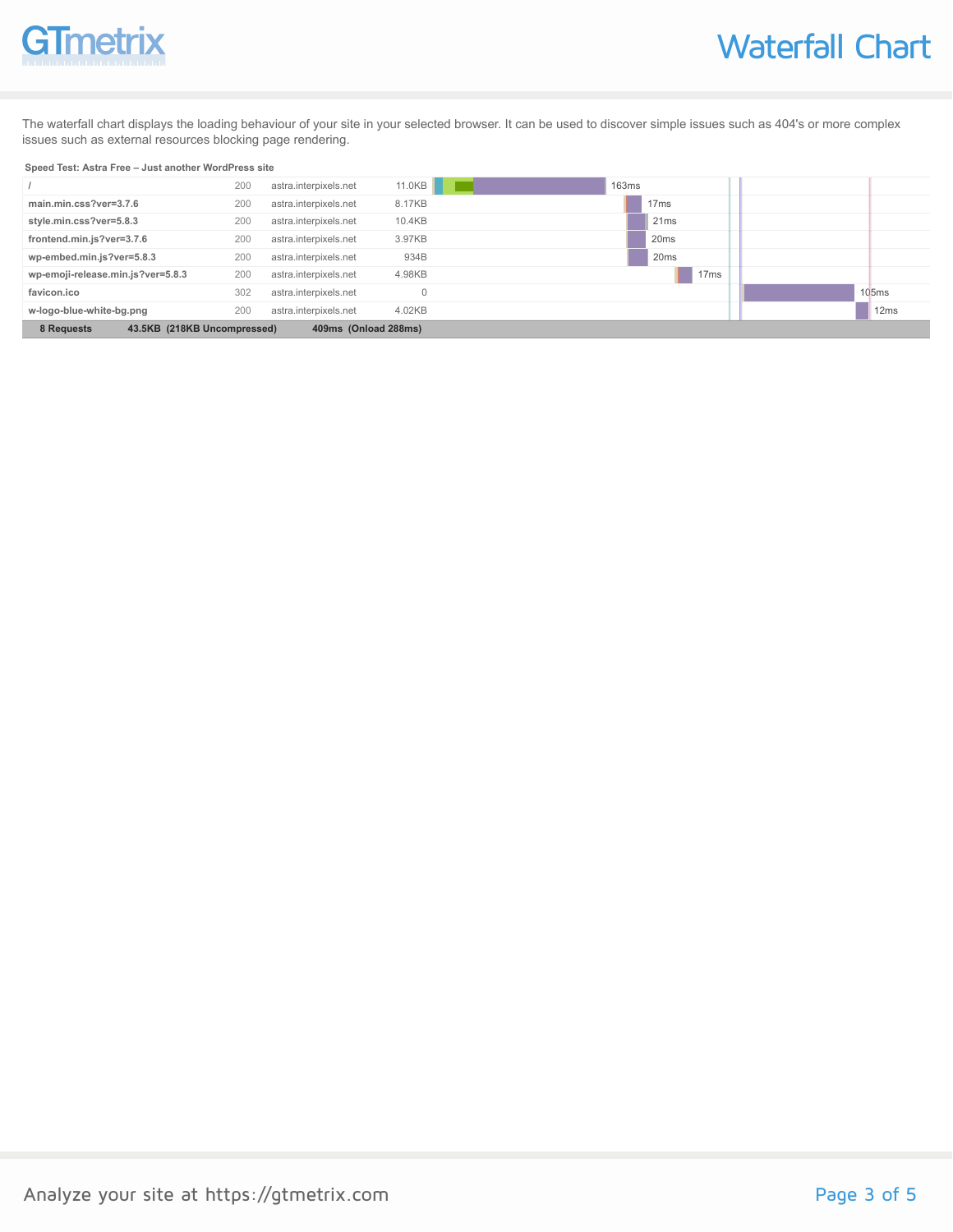# Waterfall Chart

The waterfall chart displays the loading behaviour of your site in your selected browser. It can be used to discover simple issues such as 404's or more complex issues such as external resources blocking page rendering.

**Speed Test: Astra Free – Just another WordPress site**

| Resource | Status | Domain | Size | Time |
|---|---|---|---|---|
| / | 200 | astra.interpixels.net | 11.0KB | 163ms |
| main.min.css?ver=3.7.6 | 200 | astra.interpixels.net | 8.17KB | 17ms |
| style.min.css?ver=5.8.3 | 200 | astra.interpixels.net | 10.4KB | 21ms |
| frontend.min.js?ver=3.7.6 | 200 | astra.interpixels.net | 3.97KB | 20ms |
| wp-embed.min.js?ver=5.8.3 | 200 | astra.interpixels.net | 934B | 20ms |
| wp-emoji-release.min.js?ver=5.8.3 | 200 | astra.interpixels.net | 4.98KB | 17ms |
| favicon.ico | 302 | astra.interpixels.net | 0 | 105ms |
| w-logo-blue-white-bg.png | 200 | astra.interpixels.net | 4.02KB | 12ms |
| **8 Requests** | | | **43.5KB (218KB Uncompressed)** | **409ms (Onload 288ms)** |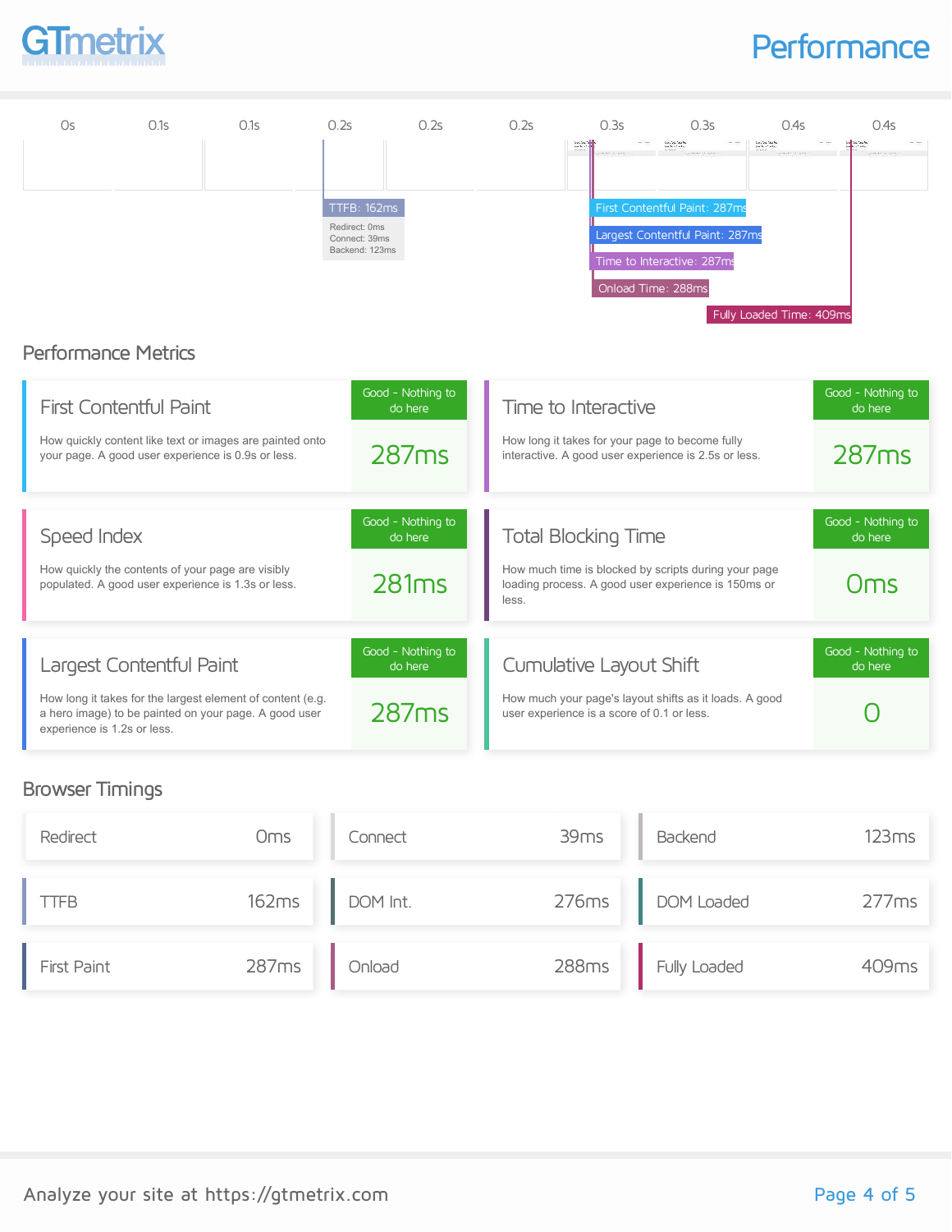# Performance

| 0s | 0.1s | 0.1s | 0.2s | 0.2s | 0.2s | 0.3s | 0.3s | 0.4s | 0.4s |
|---|---|---|---|---|---|---|---|---|---|

TTFB: 162ms
- Redirect: 0ms
- Connect: 39ms
- Backend: 123ms

First Contentful Paint: 287ms

Largest Contentful Paint: 287ms

Time to Interactive: 287ms

Onload Time: 288ms

Fully Loaded Time: 409ms

## Performance Metrics

### First Contentful Paint

How quickly content like text or images are painted onto your page. A good user experience is 0.9s or less.

**Good - Nothing to do here**

**287ms**

### Time to Interactive

How long it takes for your page to become fully interactive. A good user experience is 2.5s or less.

**Good - Nothing to do here**

**287ms**

### Speed Index

How quickly the contents of your page are visibly populated. A good user experience is 1.3s or less.

**Good - Nothing to do here**

**281ms**

### Total Blocking Time

How much time is blocked by scripts during your page loading process. A good user experience is 150ms or less.

**Good - Nothing to do here**

**0ms**

### Largest Contentful Paint

How long it takes for the largest element of content (e.g. a hero image) to be painted on your page. A good user experience is 1.2s or less.

**Good - Nothing to do here**

**287ms**

### Cumulative Layout Shift

How much your page's layout shifts as it loads. A good user experience is a score of 0.1 or less.

**Good - Nothing to do here**

**0**

## Browser Timings

| Timing | Value | Timing | Value | Timing | Value |
|---|---|---|---|---|---|
| Redirect | 0ms | Connect | 39ms | Backend | 123ms |
| TTFB | 162ms | DOM Int. | 276ms | DOM Loaded | 277ms |
| First Paint | 287ms | Onload | 288ms | Fully Loaded | 409ms |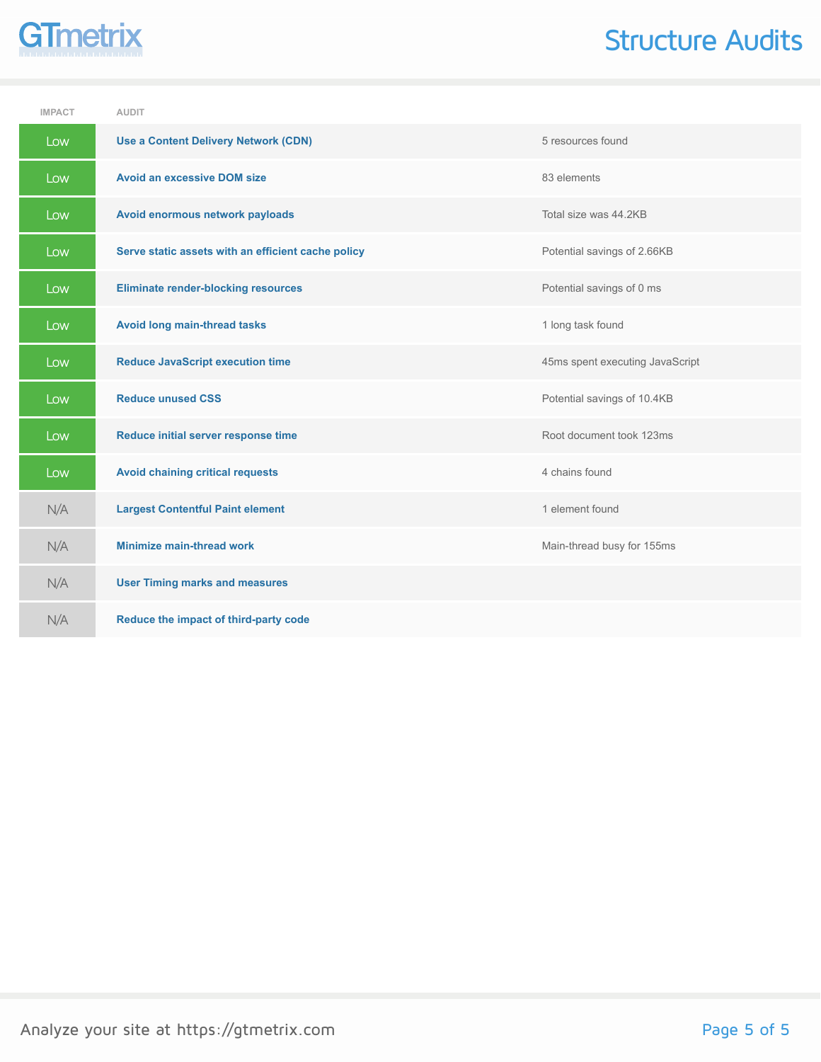# Structure Audits

| IMPACT | AUDIT | |
|---|---|---|
| Low | **Use a Content Delivery Network (CDN)** | 5 resources found |
| Low | **Avoid an excessive DOM size** | 83 elements |
| Low | **Avoid enormous network payloads** | Total size was 44.2KB |
| Low | **Serve static assets with an efficient cache policy** | Potential savings of 2.66KB |
| Low | **Eliminate render-blocking resources** | Potential savings of 0 ms |
| Low | **Avoid long main-thread tasks** | 1 long task found |
| Low | **Reduce JavaScript execution time** | 45ms spent executing JavaScript |
| Low | **Reduce unused CSS** | Potential savings of 10.4KB |
| Low | **Reduce initial server response time** | Root document took 123ms |
| Low | **Avoid chaining critical requests** | 4 chains found |
| N/A | **Largest Contentful Paint element** | 1 element found |
| N/A | **Minimize main-thread work** | Main-thread busy for 155ms |
| N/A | **User Timing marks and measures** | |
| N/A | **Reduce the impact of third-party code** | |

Analyze your site at https://gtmetrix.com